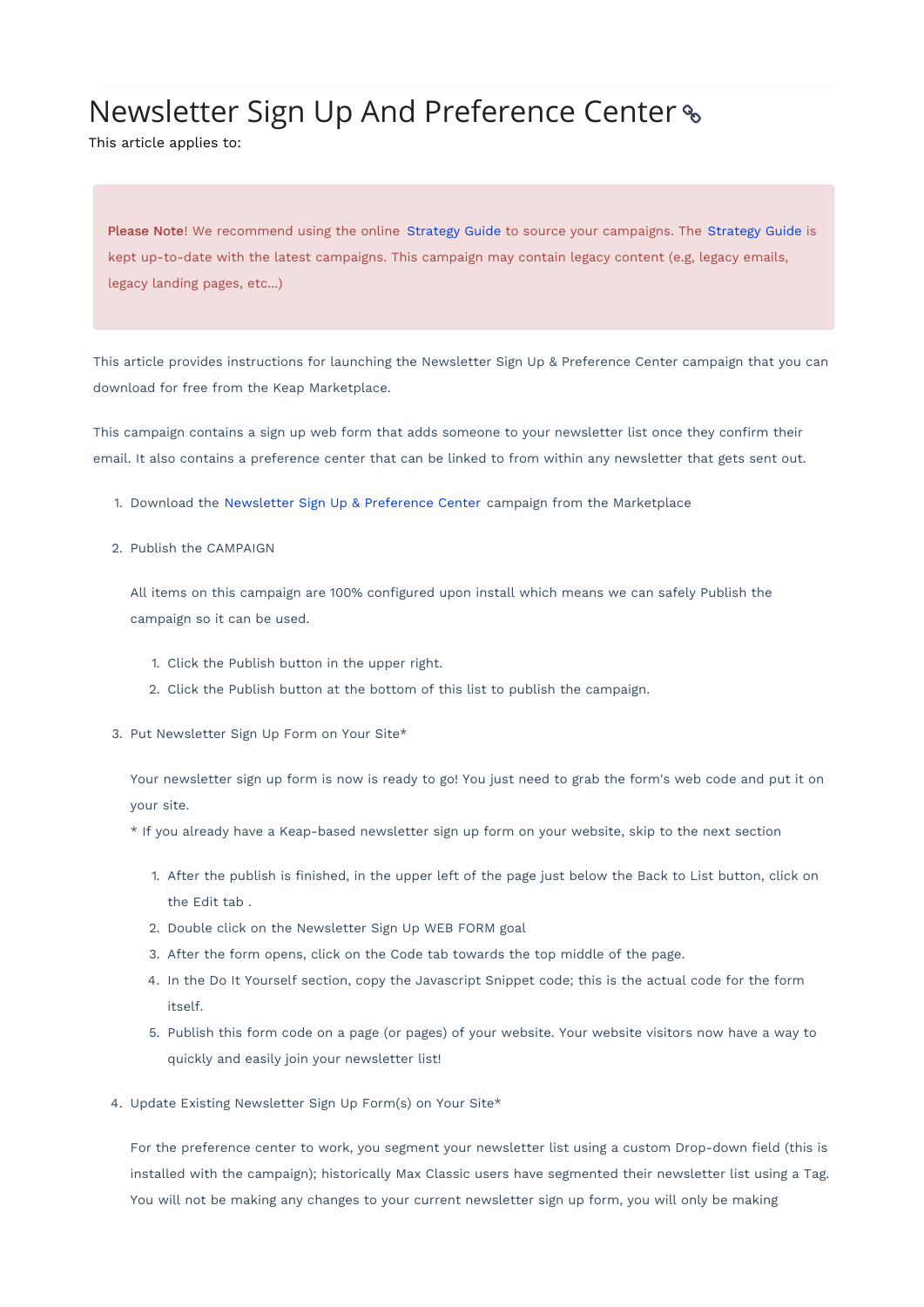# Newsletter Sign Up And Preference Center

This article applies to:

> **Please Note**! We recommend using the online Strategy Guide to source your campaigns. The Strategy Guide is kept up-to-date with the latest campaigns. This campaign may contain legacy content (e.g, legacy emails, legacy landing pages, etc...)

This article provides instructions for launching the Newsletter Sign Up & Preference Center campaign that you can download for free from the Keap Marketplace.

This campaign contains a sign up web form that adds someone to your newsletter list once they confirm their email. It also contains a preference center that can be linked to from within any newsletter that gets sent out.

1. Download the Newsletter Sign Up & Preference Center campaign from the Marketplace
2. Publish the CAMPAIGN

   All items on this campaign are 100% configured upon install which means we can safely Publish the campaign so it can be used.

   1. Click the Publish button in the upper right.
   2. Click the Publish button at the bottom of this list to publish the campaign.
3. Put Newsletter Sign Up Form on Your Site*

   Your newsletter sign up form is now is ready to go! You just need to grab the form's web code and put it on your site.
   * If you already have a Keap-based newsletter sign up form on your website, skip to the next section

   1. After the publish is finished, in the upper left of the page just below the Back to List button, click on the Edit tab .
   2. Double click on the Newsletter Sign Up WEB FORM goal
   3. After the form opens, click on the Code tab towards the top middle of the page.
   4. In the Do It Yourself section, copy the Javascript Snippet code; this is the actual code for the form itself.
   5. Publish this form code on a page (or pages) of your website. Your website visitors now have a way to quickly and easily join your newsletter list!
4. Update Existing Newsletter Sign Up Form(s) on Your Site*

   For the preference center to work, you segment your newsletter list using a custom Drop-down field (this is installed with the campaign); historically Max Classic users have segmented their newsletter list using a Tag. You will not be making any changes to your current newsletter sign up form, you will only be making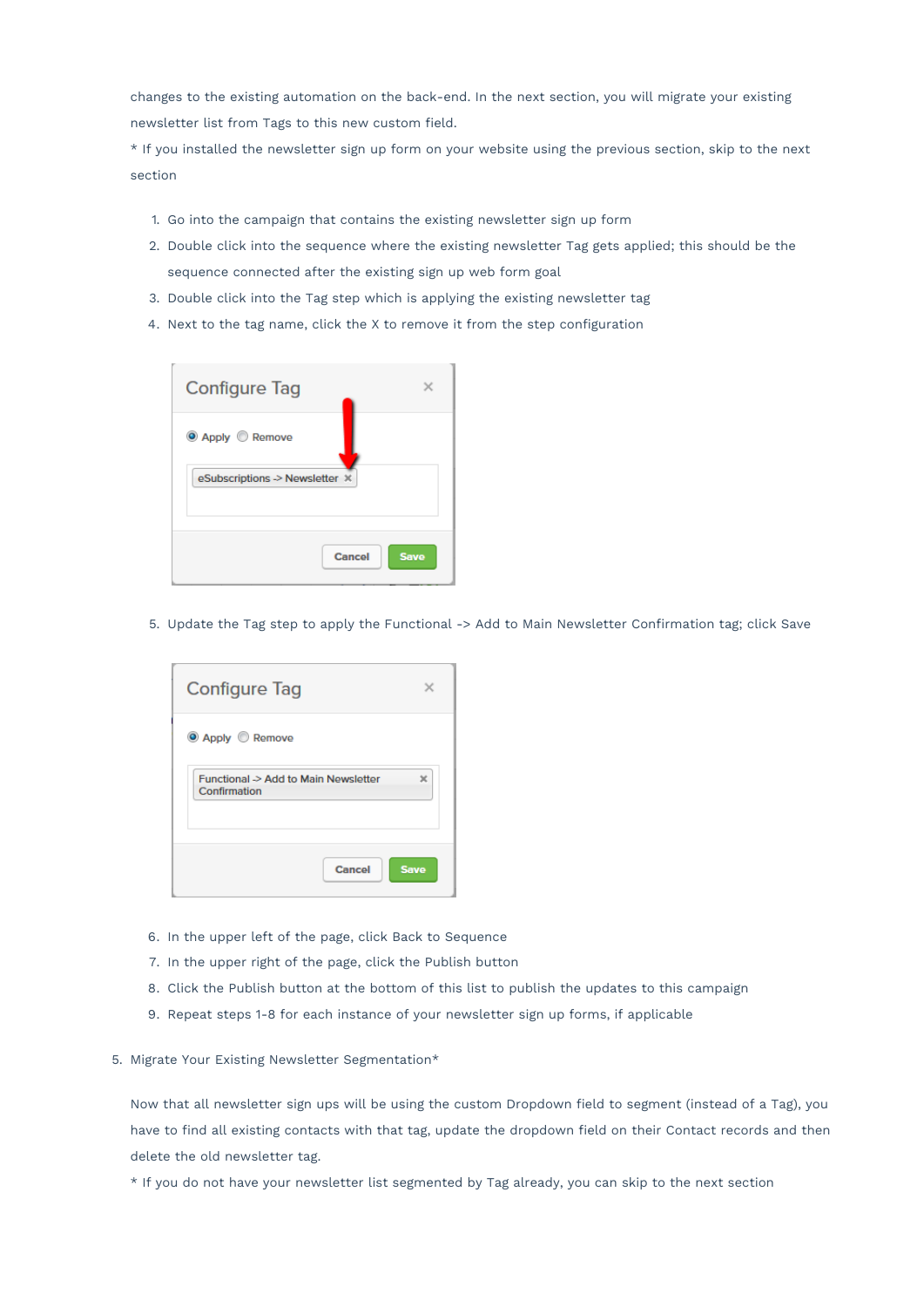changes to the existing automation on the back-end. In the next section, you will migrate your existing newsletter list from Tags to this new custom field.

* If you installed the newsletter sign up form on your website using the previous section, skip to the next section

1. Go into the campaign that contains the existing newsletter sign up form
2. Double click into the sequence where the existing newsletter Tag gets applied; this should be the sequence connected after the existing sign up web form goal
3. Double click into the Tag step which is applying the existing newsletter tag
4. Next to the tag name, click the X to remove it from the step configuration
5. Update the Tag step to apply the Functional -> Add to Main Newsletter Confirmation tag; click Save
6. In the upper left of the page, click Back to Sequence
7. In the upper right of the page, click the Publish button
8. Click the Publish button at the bottom of this list to publish the updates to this campaign
9. Repeat steps 1-8 for each instance of your newsletter sign up forms, if applicable

5. Migrate Your Existing Newsletter Segmentation*

Now that all newsletter sign ups will be using the custom Dropdown field to segment (instead of a Tag), you have to find all existing contacts with that tag, update the dropdown field on their Contact records and then delete the old newsletter tag.

* If you do not have your newsletter list segmented by Tag already, you can skip to the next section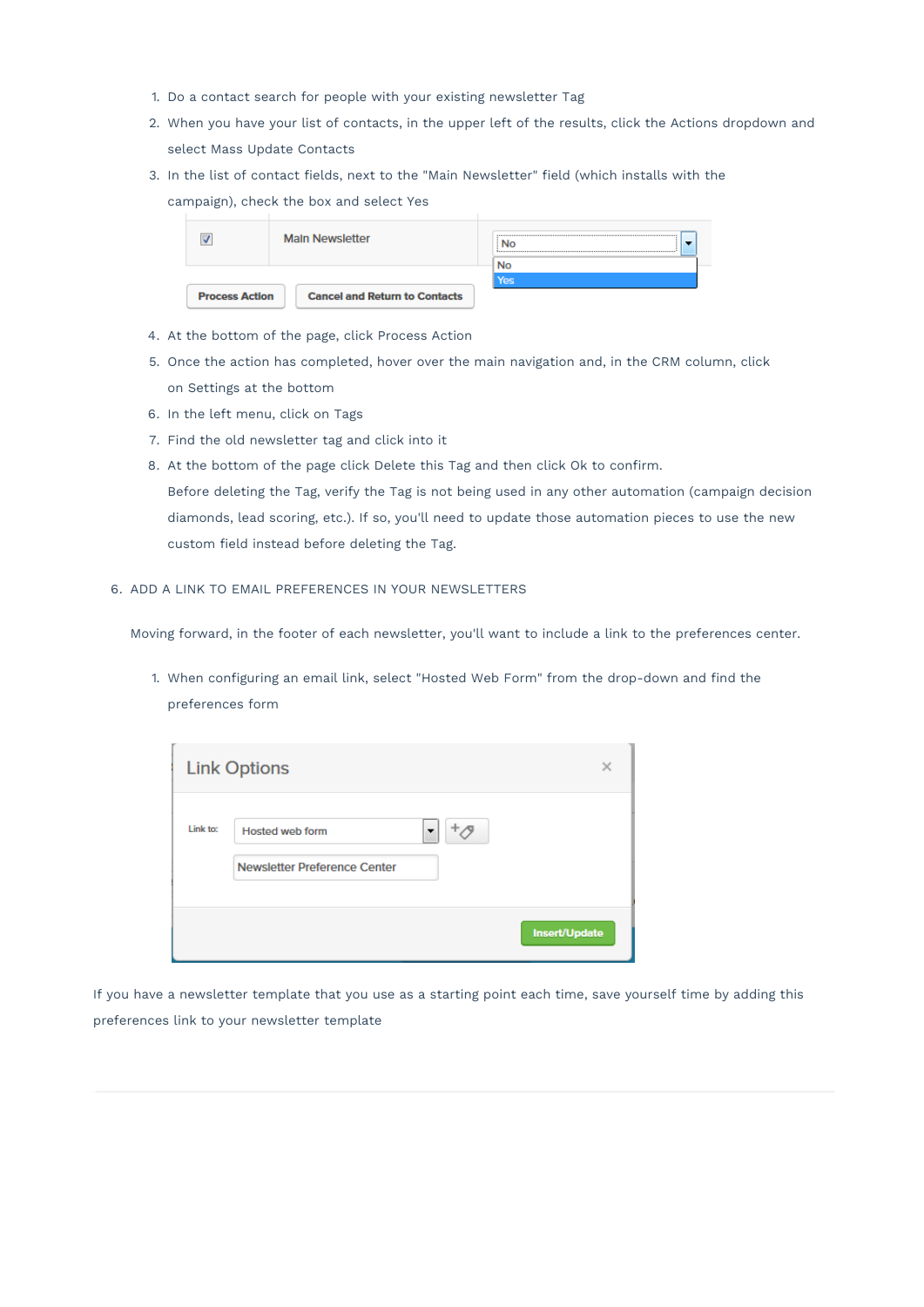1. Do a contact search for people with your existing newsletter Tag
2. When you have your list of contacts, in the upper left of the results, click the Actions dropdown and select Mass Update Contacts
3. In the list of contact fields, next to the "Main Newsletter" field (which installs with the campaign), check the box and select Yes

Main Newsletter

No

No

Yes

Process Action

Cancel and Return to Contacts

4. At the bottom of the page, click Process Action
5. Once the action has completed, hover over the main navigation and, in the CRM column, click on Settings at the bottom
6. In the left menu, click on Tags
7. Find the old newsletter tag and click into it
8. At the bottom of the page click Delete this Tag and then click Ok to confirm.
   Before deleting the Tag, verify the Tag is not being used in any other automation (campaign decision diamonds, lead scoring, etc.). If so, you'll need to update those automation pieces to use the new custom field instead before deleting the Tag.

6. ADD A LINK TO EMAIL PREFERENCES IN YOUR NEWSLETTERS

Moving forward, in the footer of each newsletter, you'll want to include a link to the preferences center.

1. When configuring an email link, select "Hosted Web Form" from the drop-down and find the preferences form

Link Options

Link to: Hosted web form

Newsletter Preference Center

Insert/Update

If you have a newsletter template that you use as a starting point each time, save yourself time by adding this preferences link to your newsletter template